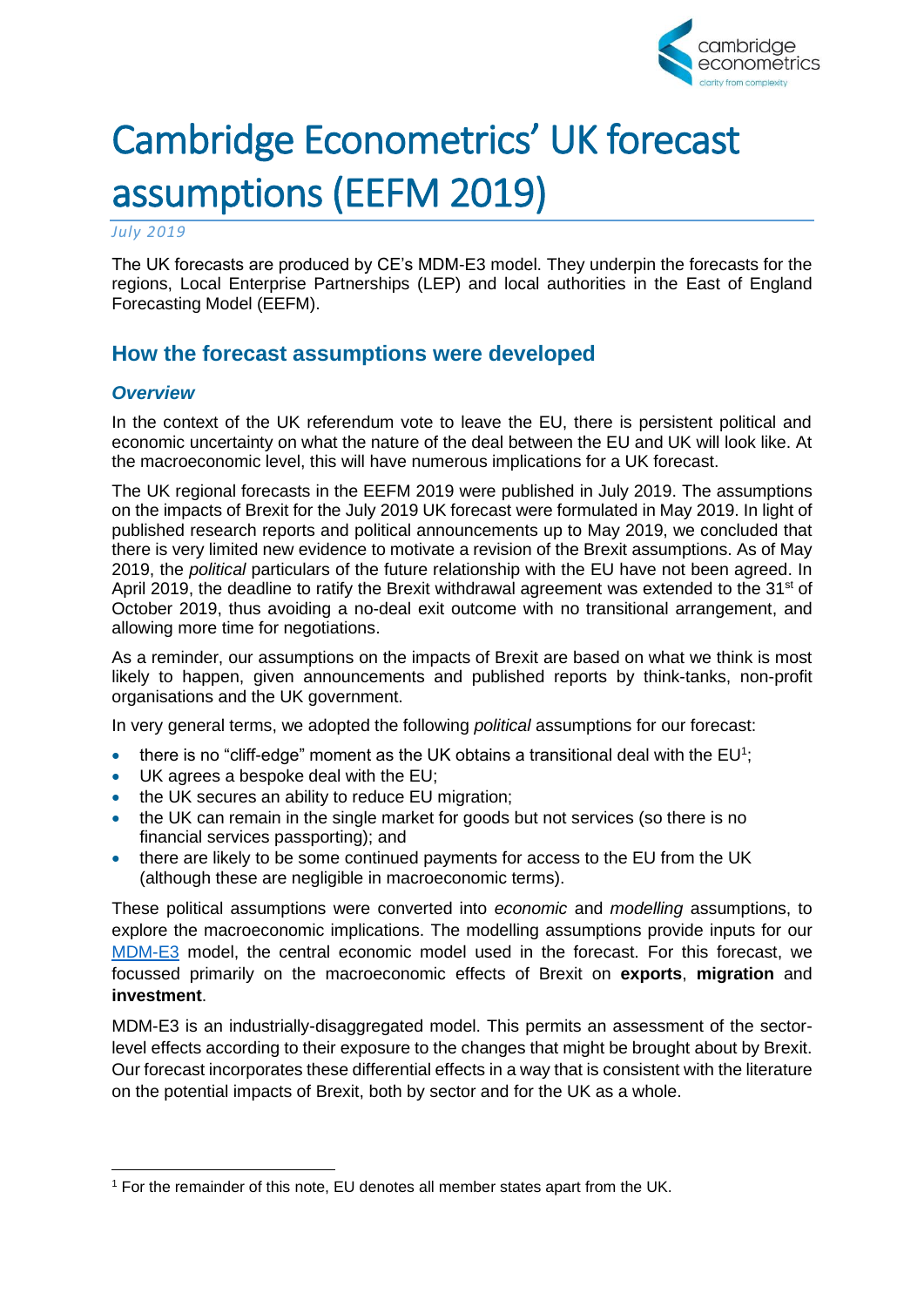# Cambridge Econometrics' UK forecast assumptions (EEFM 2019)

*July 2019*

The UK forecasts are produced by CE's MDM-E3 model. They underpin the forecasts for the regions, Local Enterprise Partnerships (LEP) and local authorities in the East of England Forecasting Model (EEFM).

## How the forecast assumptions were developed

### *Overview*

In the context of the UK referendum vote to leave the EU, there is persistent political and economic uncertainty on what the nature of the deal between the EU and UK will look like. At the macroeconomic level, this will have numerous implications for a UK forecast.

The UK regional forecasts in the EEFM 2019 were published in July 2019. The assumptions on the impacts of Brexit for the July 2019 UK forecast were formulated in May 2019. In light of published research reports and political announcements up to May 2019, we concluded that there is very limited new evidence to motivate a revision of the Brexit assumptions. As of May 2019, the *political* particulars of the future relationship with the EU have not been agreed. In April 2019, the deadline to ratify the Brexit withdrawal agreement was extended to the 31st of October 2019, thus avoiding a no-deal exit outcome with no transitional arrangement, and allowing more time for negotiations.

As a reminder, our assumptions on the impacts of Brexit are based on what we think is most likely to happen, given announcements and published reports by think-tanks, non-profit organisations and the UK government.

In very general terms, we adopted the following *political* assumptions for our forecast:

- there is no "cliff-edge" moment as the UK obtains a transitional deal with the EU[1];
- UK agrees a bespoke deal with the EU;
- the UK secures an ability to reduce EU migration;
- the UK can remain in the single market for goods but not services (so there is no financial services passporting); and
- there are likely to be some continued payments for access to the EU from the UK (although these are negligible in macroeconomic terms).

These political assumptions were converted into *economic* and *modelling* assumptions, to explore the macroeconomic implications. The modelling assumptions provide inputs for our MDM-E3 model, the central economic model used in the forecast. For this forecast, we focussed primarily on the macroeconomic effects of Brexit on **exports**, **migration** and **investment**.

MDM-E3 is an industrially-disaggregated model. This permits an assessment of the sector-level effects according to their exposure to the changes that might be brought about by Brexit. Our forecast incorporates these differential effects in a way that is consistent with the literature on the potential impacts of Brexit, both by sector and for the UK as a whole.

[1] For the remainder of this note, EU denotes all member states apart from the UK.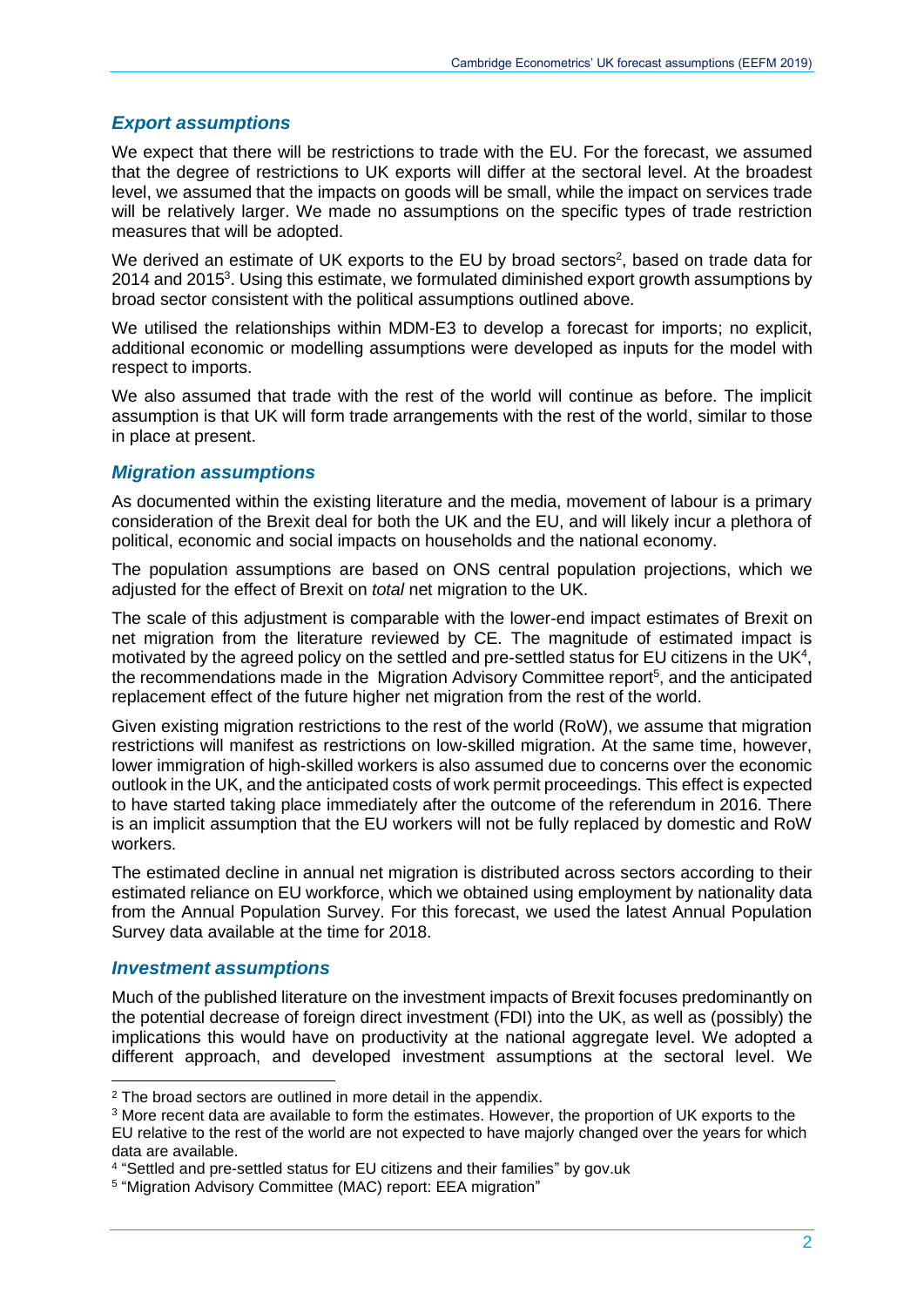### *Export assumptions*

We expect that there will be restrictions to trade with the EU. For the forecast, we assumed that the degree of restrictions to UK exports will differ at the sectoral level. At the broadest level, we assumed that the impacts on goods will be small, while the impact on services trade will be relatively larger. We made no assumptions on the specific types of trade restriction measures that will be adopted.

We derived an estimate of UK exports to the EU by broad sectors[2], based on trade data for 2014 and 2015[3]. Using this estimate, we formulated diminished export growth assumptions by broad sector consistent with the political assumptions outlined above.

We utilised the relationships within MDM-E3 to develop a forecast for imports; no explicit, additional economic or modelling assumptions were developed as inputs for the model with respect to imports.

We also assumed that trade with the rest of the world will continue as before. The implicit assumption is that UK will form trade arrangements with the rest of the world, similar to those in place at present.

### *Migration assumptions*

As documented within the existing literature and the media, movement of labour is a primary consideration of the Brexit deal for both the UK and the EU, and will likely incur a plethora of political, economic and social impacts on households and the national economy.

The population assumptions are based on ONS central population projections, which we adjusted for the effect of Brexit on *total* net migration to the UK.

The scale of this adjustment is comparable with the lower-end impact estimates of Brexit on net migration from the literature reviewed by CE. The magnitude of estimated impact is motivated by the agreed policy on the settled and pre-settled status for EU citizens in the UK[4], the recommendations made in the Migration Advisory Committee report[5], and the anticipated replacement effect of the future higher net migration from the rest of the world.

Given existing migration restrictions to the rest of the world (RoW), we assume that migration restrictions will manifest as restrictions on low-skilled migration. At the same time, however, lower immigration of high-skilled workers is also assumed due to concerns over the economic outlook in the UK, and the anticipated costs of work permit proceedings. This effect is expected to have started taking place immediately after the outcome of the referendum in 2016. There is an implicit assumption that the EU workers will not be fully replaced by domestic and RoW workers.

The estimated decline in annual net migration is distributed across sectors according to their estimated reliance on EU workforce, which we obtained using employment by nationality data from the Annual Population Survey. For this forecast, we used the latest Annual Population Survey data available at the time for 2018.

### *Investment assumptions*

Much of the published literature on the investment impacts of Brexit focuses predominantly on the potential decrease of foreign direct investment (FDI) into the UK, as well as (possibly) the implications this would have on productivity at the national aggregate level. We adopted a different approach, and developed investment assumptions at the sectoral level. We

---

[2] The broad sectors are outlined in more detail in the appendix.

[3] More recent data are available to form the estimates. However, the proportion of UK exports to the EU relative to the rest of the world are not expected to have majorly changed over the years for which data are available.

[4] "Settled and pre-settled status for EU citizens and their families" by gov.uk

[5] "Migration Advisory Committee (MAC) report: EEA migration"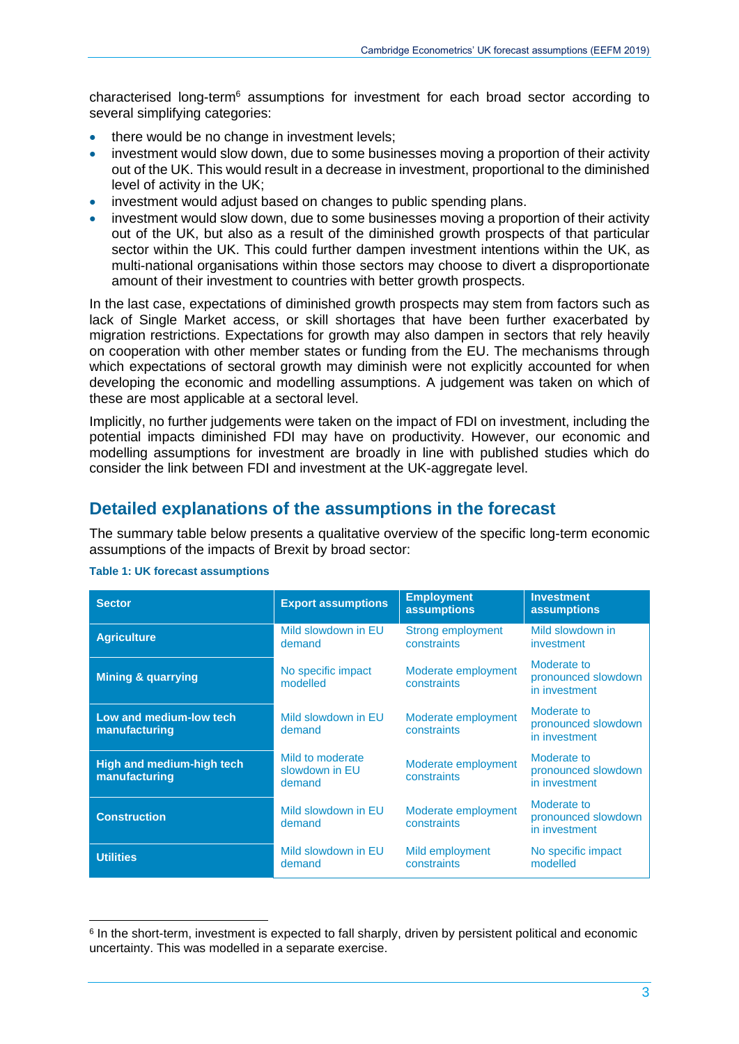characterised long-term[6] assumptions for investment for each broad sector according to several simplifying categories:

- there would be no change in investment levels;
- investment would slow down, due to some businesses moving a proportion of their activity out of the UK. This would result in a decrease in investment, proportional to the diminished level of activity in the UK;
- investment would adjust based on changes to public spending plans.
- investment would slow down, due to some businesses moving a proportion of their activity out of the UK, but also as a result of the diminished growth prospects of that particular sector within the UK. This could further dampen investment intentions within the UK, as multi-national organisations within those sectors may choose to divert a disproportionate amount of their investment to countries with better growth prospects.

In the last case, expectations of diminished growth prospects may stem from factors such as lack of Single Market access, or skill shortages that have been further exacerbated by migration restrictions. Expectations for growth may also dampen in sectors that rely heavily on cooperation with other member states or funding from the EU. The mechanisms through which expectations of sectoral growth may diminish were not explicitly accounted for when developing the economic and modelling assumptions. A judgement was taken on which of these are most applicable at a sectoral level.

Implicitly, no further judgements were taken on the impact of FDI on investment, including the potential impacts diminished FDI may have on productivity. However, our economic and modelling assumptions for investment are broadly in line with published studies which do consider the link between FDI and investment at the UK-aggregate level.

## Detailed explanations of the assumptions in the forecast

The summary table below presents a qualitative overview of the specific long-term economic assumptions of the impacts of Brexit by broad sector:

**Table 1: UK forecast assumptions**

| Sector | Export assumptions | Employment assumptions | Investment assumptions |
|---|---|---|---|
| **Agriculture** | Mild slowdown in EU demand | Strong employment constraints | Mild slowdown in investment |
| **Mining & quarrying** | No specific impact modelled | Moderate employment constraints | Moderate to pronounced slowdown in investment |
| **Low and medium-low tech manufacturing** | Mild slowdown in EU demand | Moderate employment constraints | Moderate to pronounced slowdown in investment |
| **High and medium-high tech manufacturing** | Mild to moderate slowdown in EU demand | Moderate employment constraints | Moderate to pronounced slowdown in investment |
| **Construction** | Mild slowdown in EU demand | Moderate employment constraints | Moderate to pronounced slowdown in investment |
| **Utilities** | Mild slowdown in EU demand | Mild employment constraints | No specific impact modelled |

[6] In the short-term, investment is expected to fall sharply, driven by persistent political and economic uncertainty. This was modelled in a separate exercise.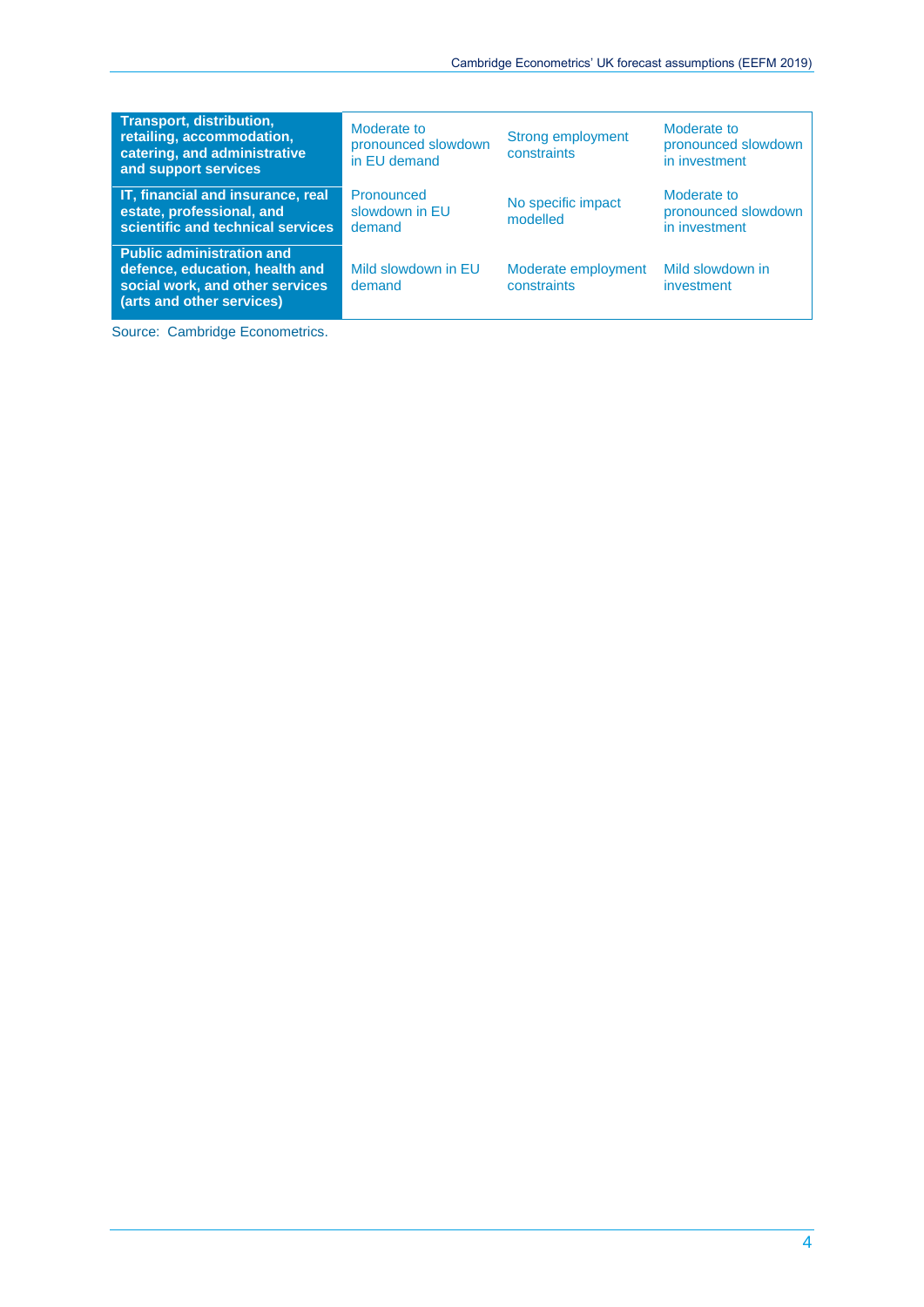| | | | |
|---|---|---|---|
| **Transport, distribution, retailing, accommodation, catering, and administrative and support services** | Moderate to pronounced slowdown in EU demand | Strong employment constraints | Moderate to pronounced slowdown in investment |
| **IT, financial and insurance, real estate, professional, and scientific and technical services** | Pronounced slowdown in EU demand | No specific impact modelled | Moderate to pronounced slowdown in investment |
| **Public administration and defence, education, health and social work, and other services (arts and other services)** | Mild slowdown in EU demand | Moderate employment constraints | Mild slowdown in investment |

Source: Cambridge Econometrics.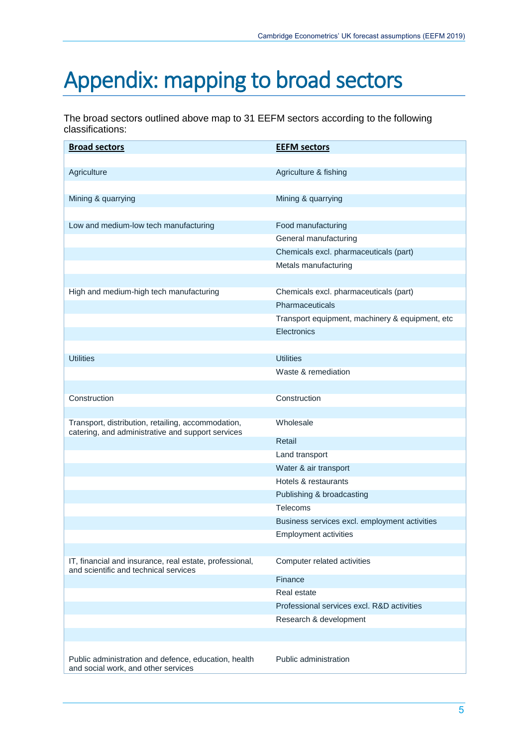# Appendix: mapping to broad sectors

The broad sectors outlined above map to 31 EEFM sectors according to the following classifications:

| **Broad sectors** | **EEFM sectors** |
|---|---|
| Agriculture | Agriculture & fishing |
| Mining & quarrying | Mining & quarrying |
| Low and medium-low tech manufacturing | Food manufacturing |
| | General manufacturing |
| | Chemicals excl. pharmaceuticals (part) |
| | Metals manufacturing |
| High and medium-high tech manufacturing | Chemicals excl. pharmaceuticals (part) |
| | Pharmaceuticals |
| | Transport equipment, machinery & equipment, etc |
| | Electronics |
| Utilities | Utilities |
| | Waste & remediation |
| Construction | Construction |
| Transport, distribution, retailing, accommodation, catering, and administrative and support services | Wholesale |
| | Retail |
| | Land transport |
| | Water & air transport |
| | Hotels & restaurants |
| | Publishing & broadcasting |
| | Telecoms |
| | Business services excl. employment activities |
| | Employment activities |
| IT, financial and insurance, real estate, professional, and scientific and technical services | Computer related activities |
| | Finance |
| | Real estate |
| | Professional services excl. R&D activities |
| | Research & development |
| Public administration and defence, education, health and social work, and other services | Public administration |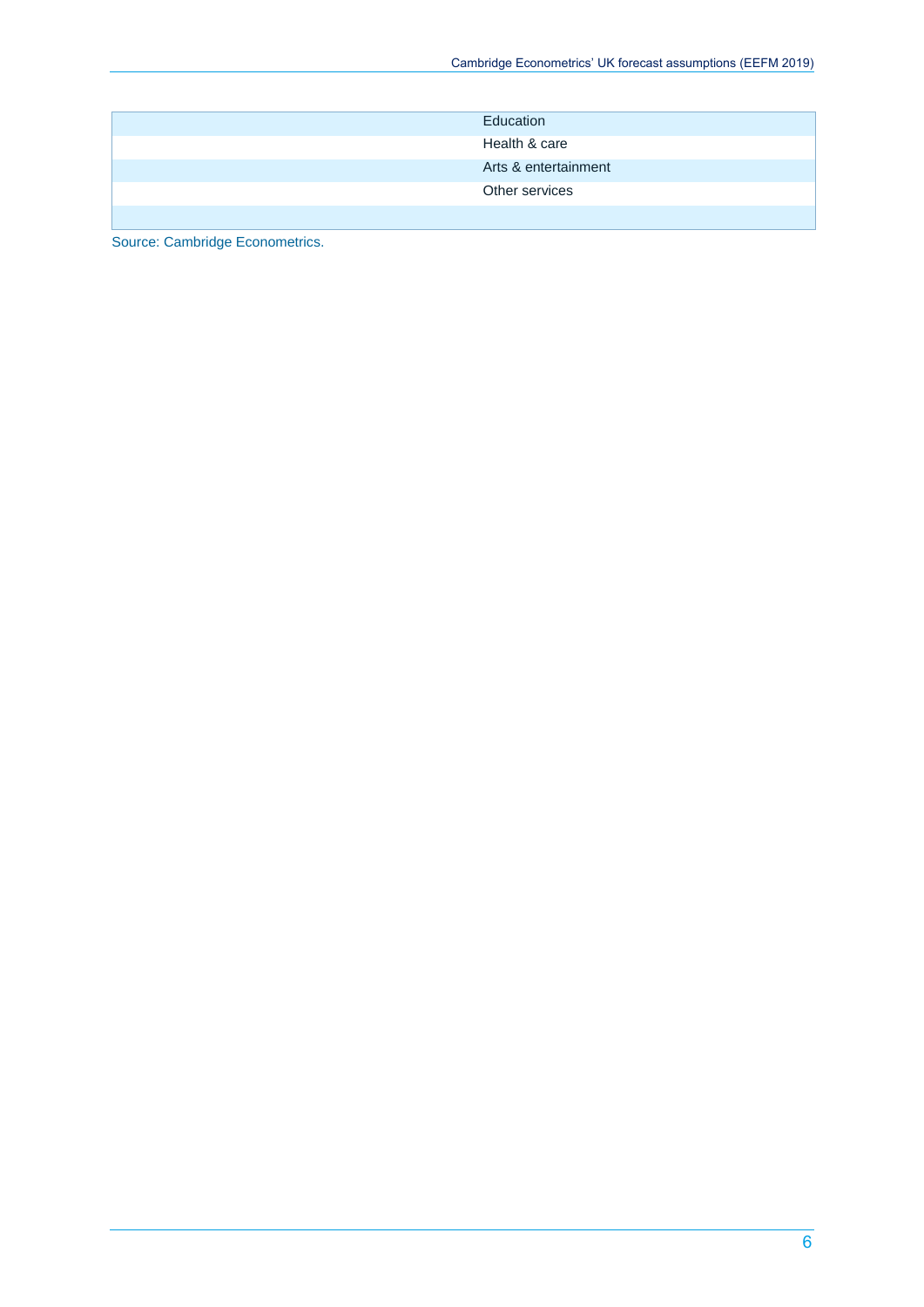| | |
|---|---|
| | Education |
| | Health & care |
| | Arts & entertainment |
| | Other services |
| | |

Source: Cambridge Econometrics.